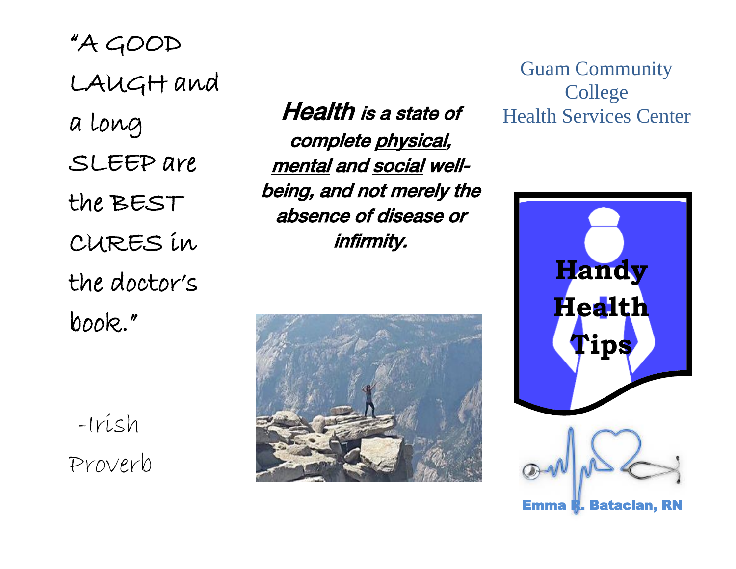"A GOOD LAUGH and a long SLEEP are the BEST CURES in the doctor's book."

-Irish Proverb

***Health** is a state of complete __physical__, __mental__ and __social__ well-being, and not merely the absence of disease or infirmity.*

Guam Community College
Health Services Center

# Handy Health Tips

**Emma R. Bataclan, RN**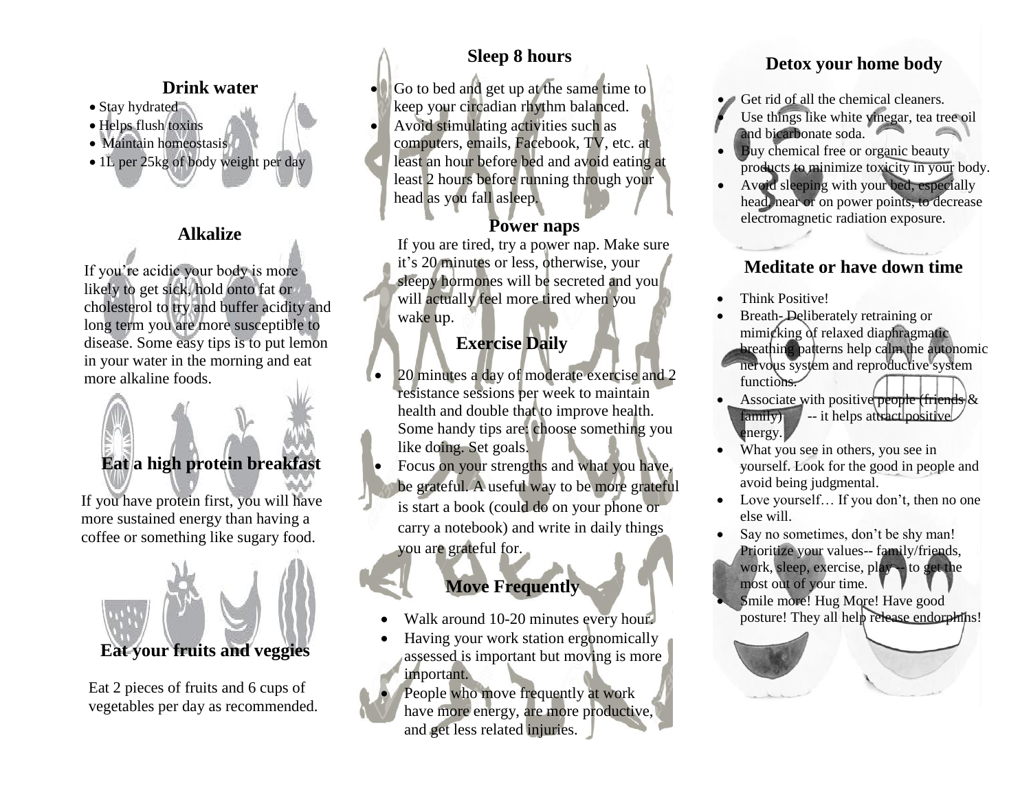## Drink water

- Stay hydrated
- Helps flush toxins
- Maintain homeostasis
- 1L per 25kg of body weight per day

## Alkalize

If you're acidic your body is more likely to get sick, hold onto fat or cholesterol to try and buffer acidity and long term you are more susceptible to disease. Some easy tips is to put lemon in your water in the morning and eat more alkaline foods.

## Eat a high protein breakfast

If you have protein first, you will have more sustained energy than having a coffee or something like sugary food.

## Eat your fruits and veggies

Eat 2 pieces of fruits and 6 cups of vegetables per day as recommended.

## Sleep 8 hours

- Go to bed and get up at the same time to keep your circadian rhythm balanced.
- Avoid stimulating activities such as computers, emails, Facebook, TV, etc. at least an hour before bed and avoid eating at least 2 hours before running through your head as you fall asleep.

## Power naps

If you are tired, try a power nap. Make sure it's 20 minutes or less, otherwise, your sleepy hormones will be secreted and you will actually feel more tired when you wake up.

## Exercise Daily

- 20 minutes a day of moderate exercise and 2 resistance sessions per week to maintain health and double that to improve health. Some handy tips are: choose something you like doing. Set goals.
- Focus on your strengths and what you have, be grateful. A useful way to be more grateful is start a book (could do on your phone or carry a notebook) and write in daily things you are grateful for.

## Move Frequently

- Walk around 10-20 minutes every hour.
- Having your work station ergonomically assessed is important but moving is more important.
- People who move frequently at work have more energy, are more productive, and get less related injuries.

## Detox your home body

- Get rid of all the chemical cleaners.
- Use things like white vinegar, tea tree oil and bicarbonate soda.
- Buy chemical free or organic beauty products to minimize toxicity in your body.
- Avoid sleeping with your bed, especially head, near or on power points, to decrease electromagnetic radiation exposure.

## Meditate or have down time

- Think Positive!
- Breath- Deliberately retraining or mimicking of relaxed diaphragmatic breathing patterns help calm the autonomic nervous system and reproductive system functions.
- Associate with positive people (friends & family) -- it helps attract positive energy.
- What you see in others, you see in yourself. Look for the good in people and avoid being judgmental.
- Love yourself… If you don't, then no one else will.
- Say no sometimes, don't be shy man! Prioritize your values-- family/friends, work, sleep, exercise, play -- to get the most out of your time.
- Smile more! Hug More! Have good posture! They all help release endorphins!